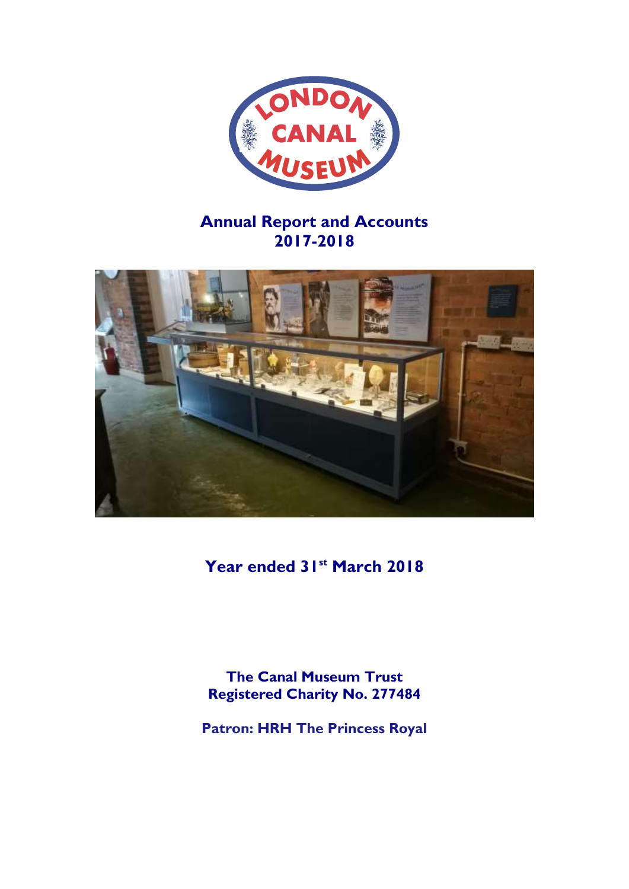# Annual Report and Accounts
## 2017-2018

**Year ended 31st March 2018**

**The Canal Museum Trust**
**Registered Charity No. 277484**

**Patron: HRH The Princess Royal**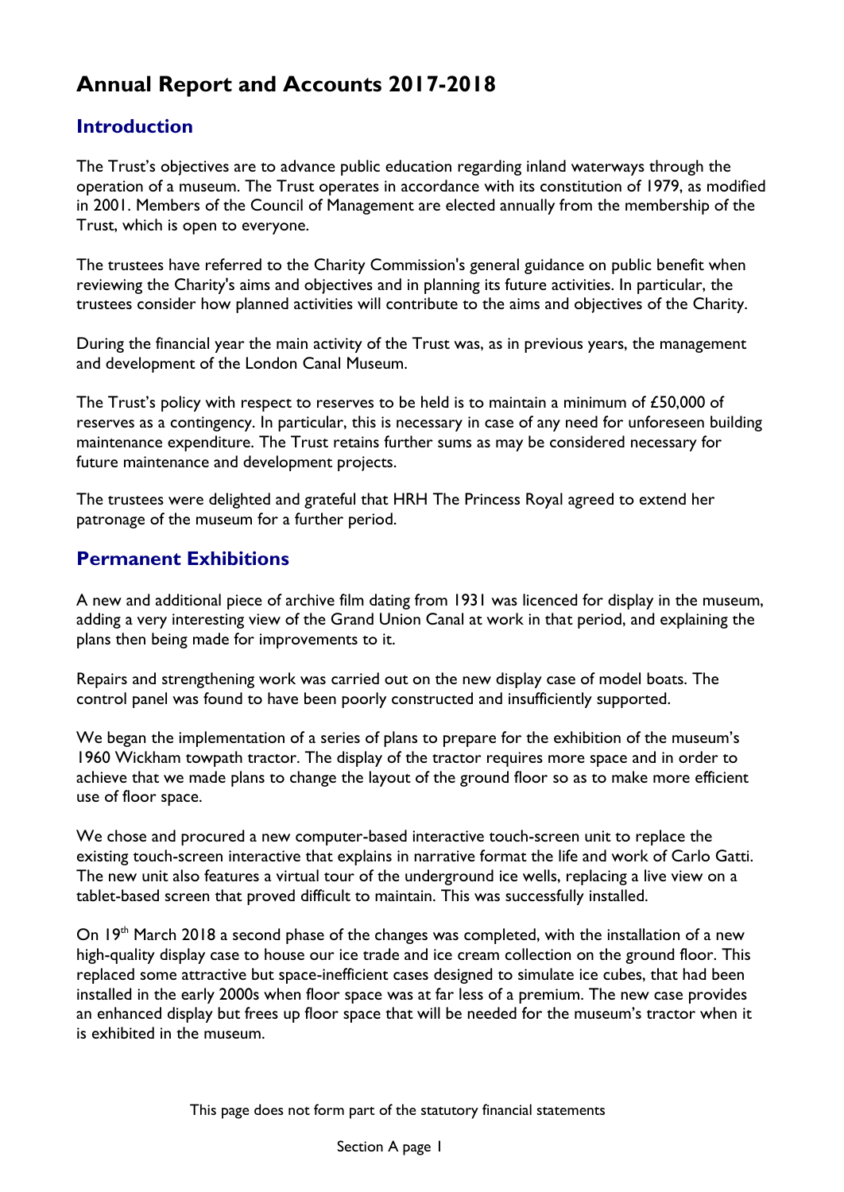# Annual Report and Accounts 2017-2018

## Introduction

The Trust's objectives are to advance public education regarding inland waterways through the operation of a museum. The Trust operates in accordance with its constitution of 1979, as modified in 2001. Members of the Council of Management are elected annually from the membership of the Trust, which is open to everyone.

The trustees have referred to the Charity Commission's general guidance on public benefit when reviewing the Charity's aims and objectives and in planning its future activities. In particular, the trustees consider how planned activities will contribute to the aims and objectives of the Charity.

During the financial year the main activity of the Trust was, as in previous years, the management and development of the London Canal Museum.

The Trust's policy with respect to reserves to be held is to maintain a minimum of £50,000 of reserves as a contingency. In particular, this is necessary in case of any need for unforeseen building maintenance expenditure. The Trust retains further sums as may be considered necessary for future maintenance and development projects.

The trustees were delighted and grateful that HRH The Princess Royal agreed to extend her patronage of the museum for a further period.

## Permanent Exhibitions

A new and additional piece of archive film dating from 1931 was licenced for display in the museum, adding a very interesting view of the Grand Union Canal at work in that period, and explaining the plans then being made for improvements to it.

Repairs and strengthening work was carried out on the new display case of model boats. The control panel was found to have been poorly constructed and insufficiently supported.

We began the implementation of a series of plans to prepare for the exhibition of the museum's 1960 Wickham towpath tractor. The display of the tractor requires more space and in order to achieve that we made plans to change the layout of the ground floor so as to make more efficient use of floor space.

We chose and procured a new computer-based interactive touch-screen unit to replace the existing touch-screen interactive that explains in narrative format the life and work of Carlo Gatti. The new unit also features a virtual tour of the underground ice wells, replacing a live view on a tablet-based screen that proved difficult to maintain. This was successfully installed.

On 19th March 2018 a second phase of the changes was completed, with the installation of a new high-quality display case to house our ice trade and ice cream collection on the ground floor. This replaced some attractive but space-inefficient cases designed to simulate ice cubes, that had been installed in the early 2000s when floor space was at far less of a premium. The new case provides an enhanced display but frees up floor space that will be needed for the museum's tractor when it is exhibited in the museum.

This page does not form part of the statutory financial statements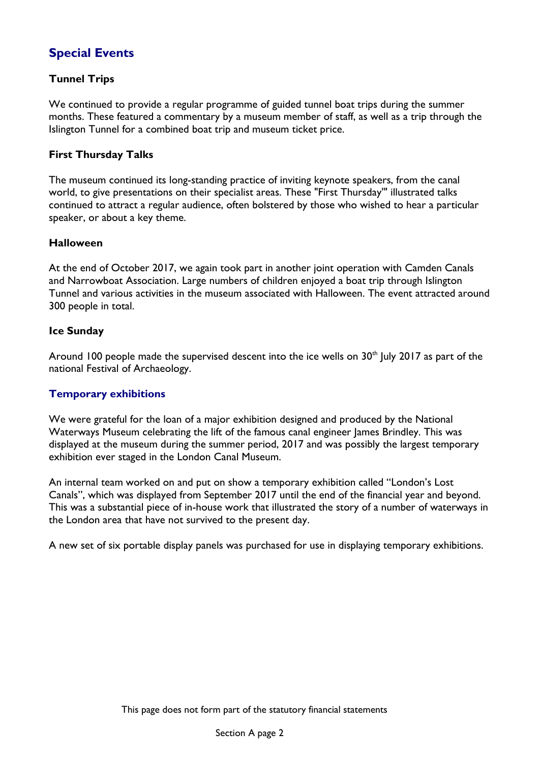## Special Events

### Tunnel Trips

We continued to provide a regular programme of guided tunnel boat trips during the summer months. These featured a commentary by a museum member of staff, as well as a trip through the Islington Tunnel for a combined boat trip and museum ticket price.

### First Thursday Talks

The museum continued its long-standing practice of inviting keynote speakers, from the canal world, to give presentations on their specialist areas. These "First Thursday'" illustrated talks continued to attract a regular audience, often bolstered by those who wished to hear a particular speaker, or about a key theme.

### Halloween

At the end of October 2017, we again took part in another joint operation with Camden Canals and Narrowboat Association. Large numbers of children enjoyed a boat trip through Islington Tunnel and various activities in the museum associated with Halloween. The event attracted around 300 people in total.

### Ice Sunday

Around 100 people made the supervised descent into the ice wells on 30th July 2017 as part of the national Festival of Archaeology.

## Temporary exhibitions

We were grateful for the loan of a major exhibition designed and produced by the National Waterways Museum celebrating the lift of the famous canal engineer James Brindley. This was displayed at the museum during the summer period, 2017 and was possibly the largest temporary exhibition ever staged in the London Canal Museum.

An internal team worked on and put on show a temporary exhibition called "London's Lost Canals", which was displayed from September 2017 until the end of the financial year and beyond. This was a substantial piece of in-house work that illustrated the story of a number of waterways in the London area that have not survived to the present day.

A new set of six portable display panels was purchased for use in displaying temporary exhibitions.

This page does not form part of the statutory financial statements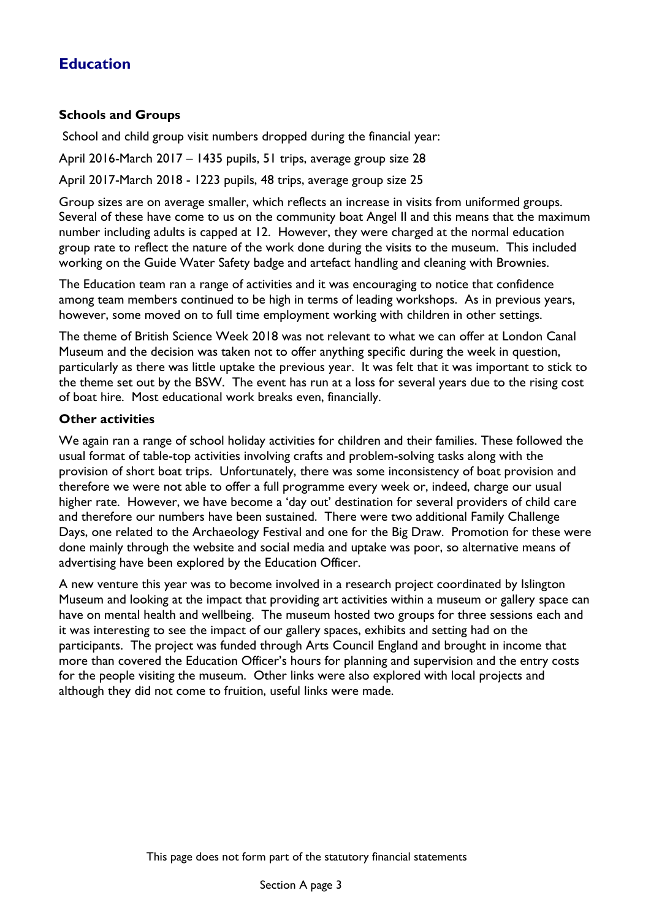## Education

### Schools and Groups

School and child group visit numbers dropped during the financial year:

April 2016-March 2017 – 1435 pupils, 51 trips, average group size 28

April 2017-March 2018 - 1223 pupils, 48 trips, average group size 25

Group sizes are on average smaller, which reflects an increase in visits from uniformed groups. Several of these have come to us on the community boat Angel II and this means that the maximum number including adults is capped at 12. However, they were charged at the normal education group rate to reflect the nature of the work done during the visits to the museum. This included working on the Guide Water Safety badge and artefact handling and cleaning with Brownies.

The Education team ran a range of activities and it was encouraging to notice that confidence among team members continued to be high in terms of leading workshops. As in previous years, however, some moved on to full time employment working with children in other settings.

The theme of British Science Week 2018 was not relevant to what we can offer at London Canal Museum and the decision was taken not to offer anything specific during the week in question, particularly as there was little uptake the previous year. It was felt that it was important to stick to the theme set out by the BSW. The event has run at a loss for several years due to the rising cost of boat hire. Most educational work breaks even, financially.

### Other activities

We again ran a range of school holiday activities for children and their families. These followed the usual format of table-top activities involving crafts and problem-solving tasks along with the provision of short boat trips. Unfortunately, there was some inconsistency of boat provision and therefore we were not able to offer a full programme every week or, indeed, charge our usual higher rate. However, we have become a 'day out' destination for several providers of child care and therefore our numbers have been sustained. There were two additional Family Challenge Days, one related to the Archaeology Festival and one for the Big Draw. Promotion for these were done mainly through the website and social media and uptake was poor, so alternative means of advertising have been explored by the Education Officer.

A new venture this year was to become involved in a research project coordinated by Islington Museum and looking at the impact that providing art activities within a museum or gallery space can have on mental health and wellbeing. The museum hosted two groups for three sessions each and it was interesting to see the impact of our gallery spaces, exhibits and setting had on the participants. The project was funded through Arts Council England and brought in income that more than covered the Education Officer's hours for planning and supervision and the entry costs for the people visiting the museum. Other links were also explored with local projects and although they did not come to fruition, useful links were made.

This page does not form part of the statutory financial statements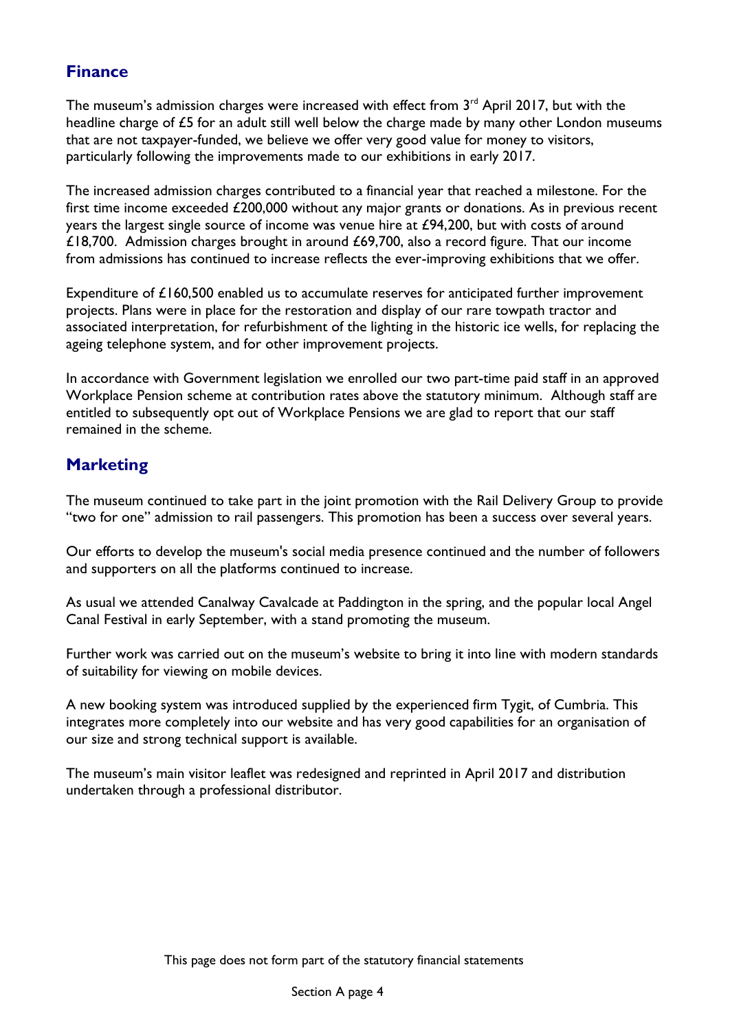## Finance

The museum's admission charges were increased with effect from 3rd April 2017, but with the headline charge of £5 for an adult still well below the charge made by many other London museums that are not taxpayer-funded, we believe we offer very good value for money to visitors, particularly following the improvements made to our exhibitions in early 2017.

The increased admission charges contributed to a financial year that reached a milestone. For the first time income exceeded £200,000 without any major grants or donations. As in previous recent years the largest single source of income was venue hire at £94,200, but with costs of around £18,700. Admission charges brought in around £69,700, also a record figure. That our income from admissions has continued to increase reflects the ever-improving exhibitions that we offer.

Expenditure of £160,500 enabled us to accumulate reserves for anticipated further improvement projects. Plans were in place for the restoration and display of our rare towpath tractor and associated interpretation, for refurbishment of the lighting in the historic ice wells, for replacing the ageing telephone system, and for other improvement projects.

In accordance with Government legislation we enrolled our two part-time paid staff in an approved Workplace Pension scheme at contribution rates above the statutory minimum. Although staff are entitled to subsequently opt out of Workplace Pensions we are glad to report that our staff remained in the scheme.

## Marketing

The museum continued to take part in the joint promotion with the Rail Delivery Group to provide "two for one" admission to rail passengers. This promotion has been a success over several years.

Our efforts to develop the museum's social media presence continued and the number of followers and supporters on all the platforms continued to increase.

As usual we attended Canalway Cavalcade at Paddington in the spring, and the popular local Angel Canal Festival in early September, with a stand promoting the museum.

Further work was carried out on the museum's website to bring it into line with modern standards of suitability for viewing on mobile devices.

A new booking system was introduced supplied by the experienced firm Tygit, of Cumbria. This integrates more completely into our website and has very good capabilities for an organisation of our size and strong technical support is available.

The museum's main visitor leaflet was redesigned and reprinted in April 2017 and distribution undertaken through a professional distributor.

This page does not form part of the statutory financial statements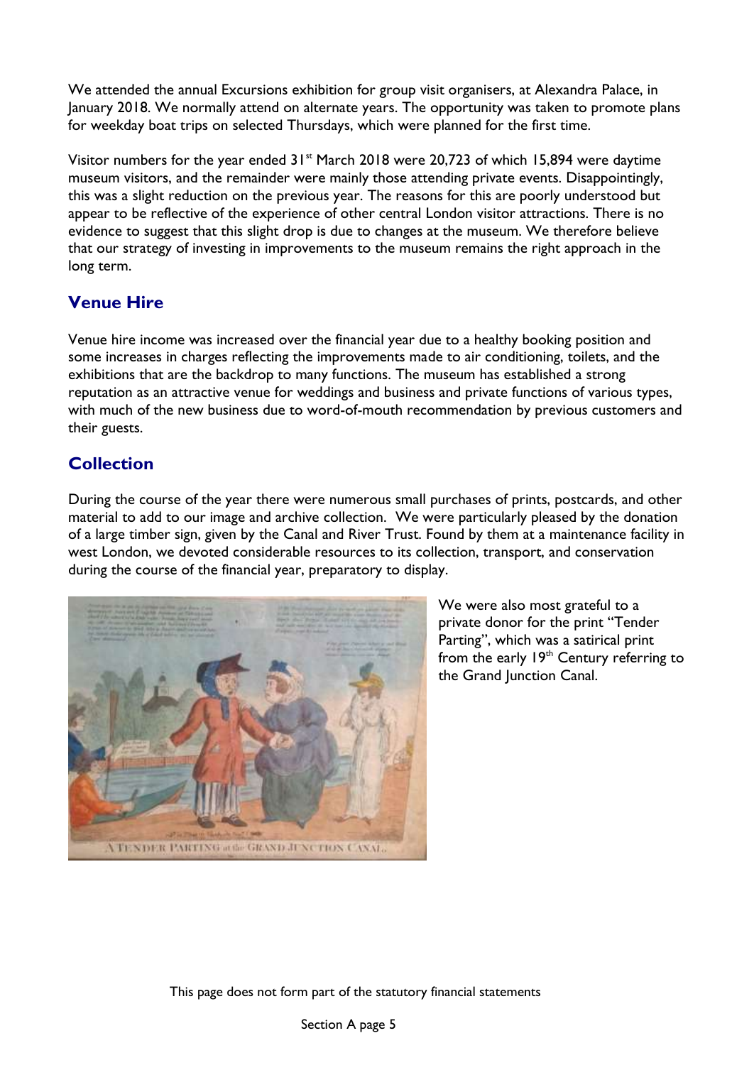We attended the annual Excursions exhibition for group visit organisers, at Alexandra Palace, in January 2018. We normally attend on alternate years. The opportunity was taken to promote plans for weekday boat trips on selected Thursdays, which were planned for the first time.

Visitor numbers for the year ended 31st March 2018 were 20,723 of which 15,894 were daytime museum visitors, and the remainder were mainly those attending private events. Disappointingly, this was a slight reduction on the previous year. The reasons for this are poorly understood but appear to be reflective of the experience of other central London visitor attractions. There is no evidence to suggest that this slight drop is due to changes at the museum. We therefore believe that our strategy of investing in improvements to the museum remains the right approach in the long term.

## Venue Hire

Venue hire income was increased over the financial year due to a healthy booking position and some increases in charges reflecting the improvements made to air conditioning, toilets, and the exhibitions that are the backdrop to many functions. The museum has established a strong reputation as an attractive venue for weddings and business and private functions of various types, with much of the new business due to word-of-mouth recommendation by previous customers and their guests.

## Collection

During the course of the year there were numerous small purchases of prints, postcards, and other material to add to our image and archive collection. We were particularly pleased by the donation of a large timber sign, given by the Canal and River Trust. Found by them at a maintenance facility in west London, we devoted considerable resources to its collection, transport, and conservation during the course of the financial year, preparatory to display.

We were also most grateful to a private donor for the print "Tender Parting", which was a satirical print from the early 19th Century referring to the Grand Junction Canal.

This page does not form part of the statutory financial statements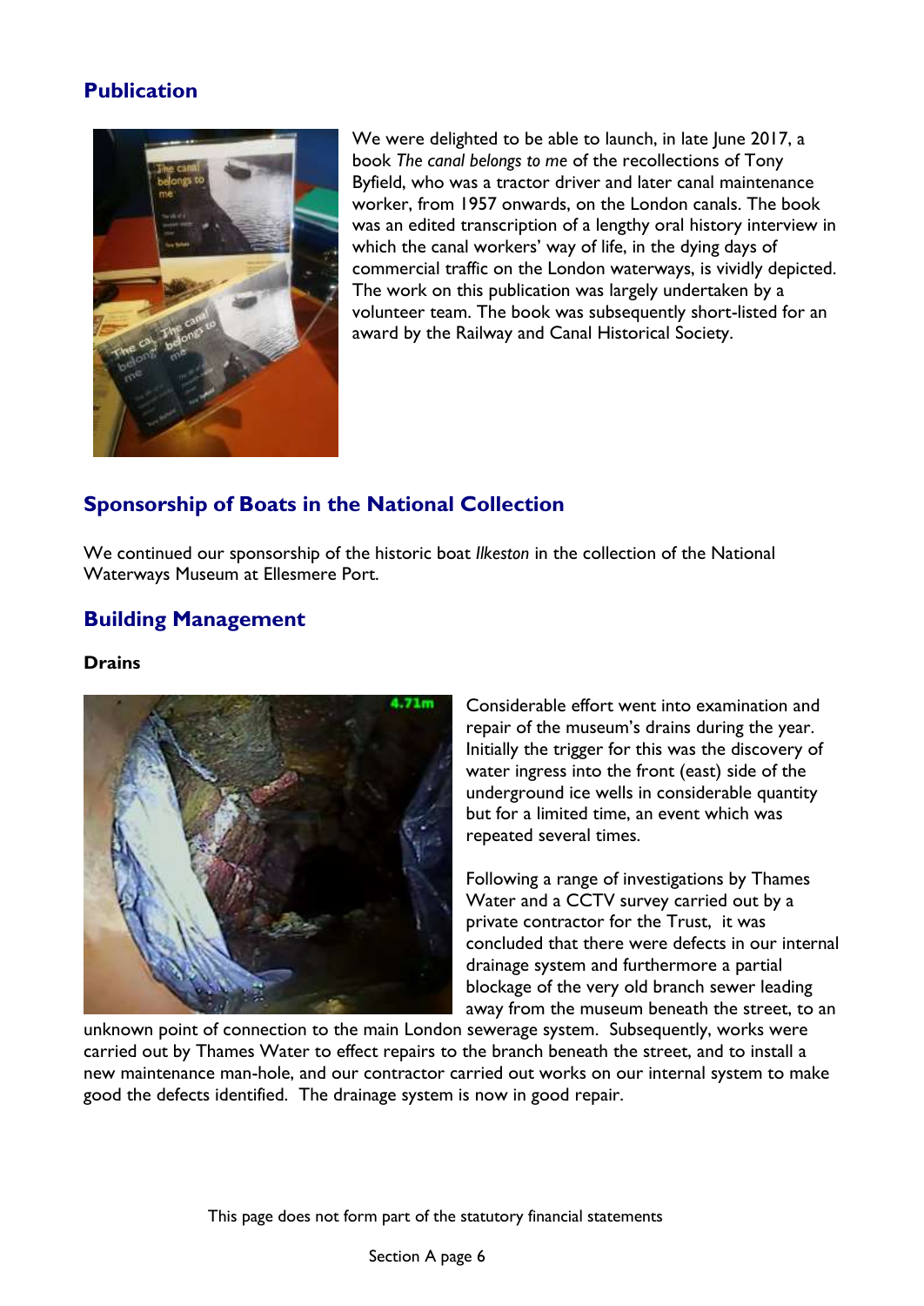## Publication

We were delighted to be able to launch, in late June 2017, a book *The canal belongs to me* of the recollections of Tony Byfield, who was a tractor driver and later canal maintenance worker, from 1957 onwards, on the London canals. The book was an edited transcription of a lengthy oral history interview in which the canal workers' way of life, in the dying days of commercial traffic on the London waterways, is vividly depicted. The work on this publication was largely undertaken by a volunteer team. The book was subsequently short-listed for an award by the Railway and Canal Historical Society.

## Sponsorship of Boats in the National Collection

We continued our sponsorship of the historic boat *Ilkeston* in the collection of the National Waterways Museum at Ellesmere Port.

## Building Management

**Drains**

Considerable effort went into examination and repair of the museum's drains during the year. Initially the trigger for this was the discovery of water ingress into the front (east) side of the underground ice wells in considerable quantity but for a limited time, an event which was repeated several times.

Following a range of investigations by Thames Water and a CCTV survey carried out by a private contractor for the Trust, it was concluded that there were defects in our internal drainage system and furthermore a partial blockage of the very old branch sewer leading away from the museum beneath the street, to an unknown point of connection to the main London sewerage system. Subsequently, works were carried out by Thames Water to effect repairs to the branch beneath the street, and to install a new maintenance man-hole, and our contractor carried out works on our internal system to make good the defects identified. The drainage system is now in good repair.

This page does not form part of the statutory financial statements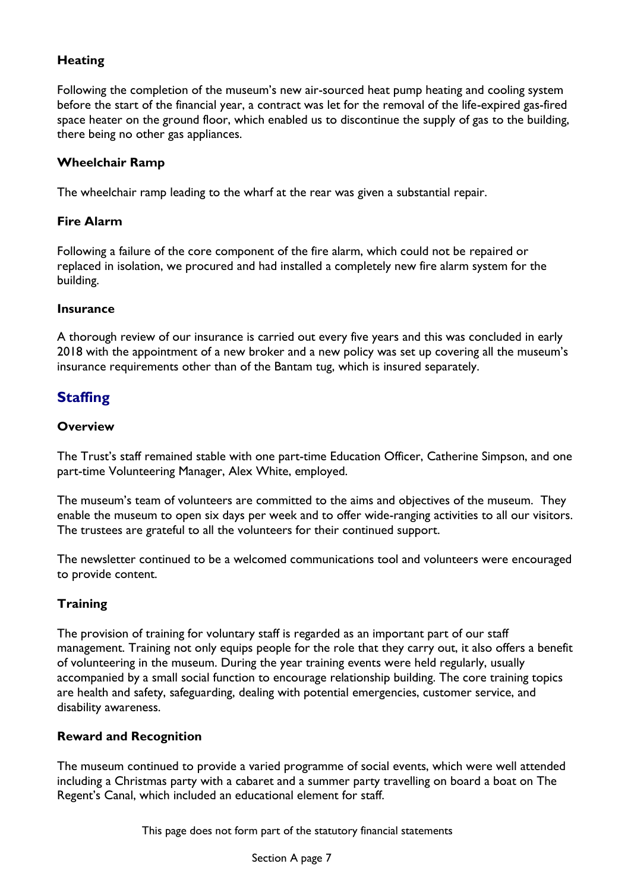### Heating

Following the completion of the museum's new air-sourced heat pump heating and cooling system before the start of the financial year, a contract was let for the removal of the life-expired gas-fired space heater on the ground floor, which enabled us to discontinue the supply of gas to the building, there being no other gas appliances.

### Wheelchair Ramp

The wheelchair ramp leading to the wharf at the rear was given a substantial repair.

### Fire Alarm

Following a failure of the core component of the fire alarm, which could not be repaired or replaced in isolation, we procured and had installed a completely new fire alarm system for the building.

### Insurance

A thorough review of our insurance is carried out every five years and this was concluded in early 2018 with the appointment of a new broker and a new policy was set up covering all the museum's insurance requirements other than of the Bantam tug, which is insured separately.

## Staffing

### Overview

The Trust's staff remained stable with one part-time Education Officer, Catherine Simpson, and one part-time Volunteering Manager, Alex White, employed.

The museum's team of volunteers are committed to the aims and objectives of the museum. They enable the museum to open six days per week and to offer wide-ranging activities to all our visitors. The trustees are grateful to all the volunteers for their continued support.

The newsletter continued to be a welcomed communications tool and volunteers were encouraged to provide content.

### Training

The provision of training for voluntary staff is regarded as an important part of our staff management. Training not only equips people for the role that they carry out, it also offers a benefit of volunteering in the museum. During the year training events were held regularly, usually accompanied by a small social function to encourage relationship building. The core training topics are health and safety, safeguarding, dealing with potential emergencies, customer service, and disability awareness.

### Reward and Recognition

The museum continued to provide a varied programme of social events, which were well attended including a Christmas party with a cabaret and a summer party travelling on board a boat on The Regent's Canal, which included an educational element for staff.

This page does not form part of the statutory financial statements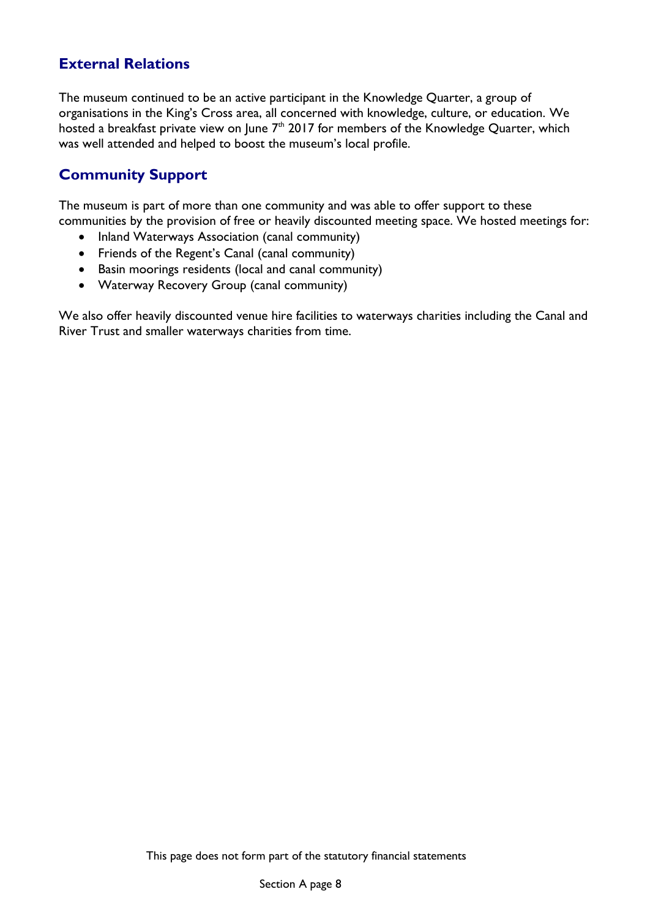## External Relations

The museum continued to be an active participant in the Knowledge Quarter, a group of organisations in the King's Cross area, all concerned with knowledge, culture, or education. We hosted a breakfast private view on June 7th 2017 for members of the Knowledge Quarter, which was well attended and helped to boost the museum's local profile.

## Community Support

The museum is part of more than one community and was able to offer support to these communities by the provision of free or heavily discounted meeting space. We hosted meetings for:

- Inland Waterways Association (canal community)
- Friends of the Regent's Canal (canal community)
- Basin moorings residents (local and canal community)
- Waterway Recovery Group (canal community)

We also offer heavily discounted venue hire facilities to waterways charities including the Canal and River Trust and smaller waterways charities from time.

This page does not form part of the statutory financial statements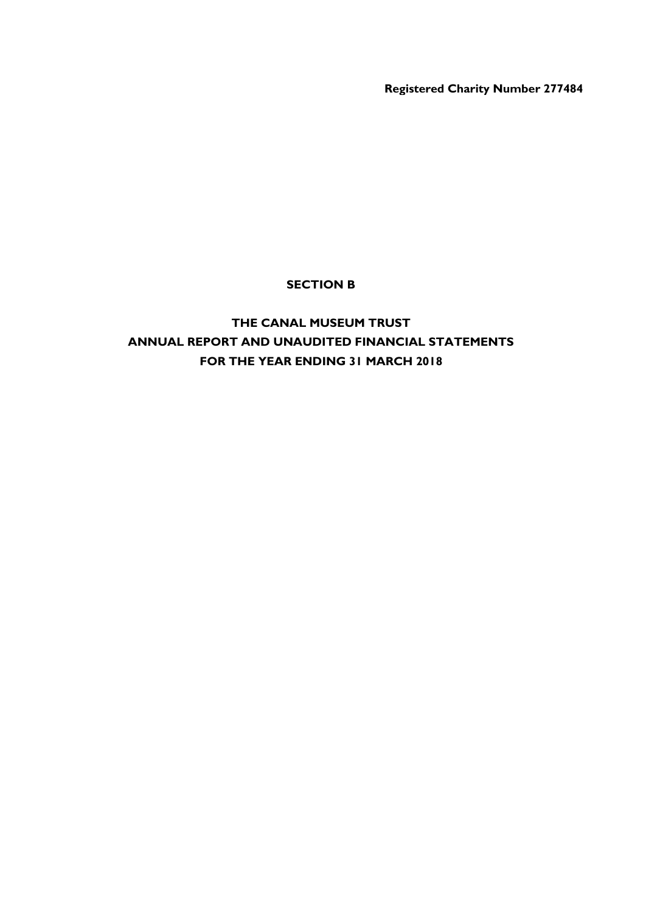**Registered Charity Number 277484**

# SECTION B

# THE CANAL MUSEUM TRUST
# ANNUAL REPORT AND UNAUDITED FINANCIAL STATEMENTS
# FOR THE YEAR ENDING 31 MARCH 2018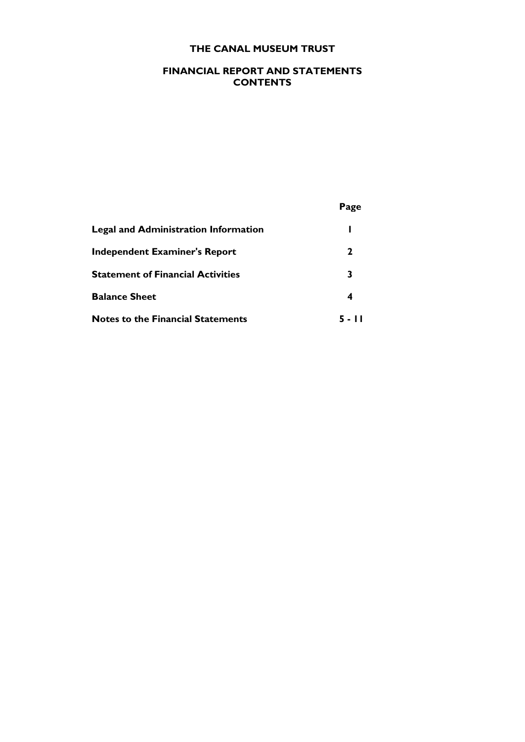# THE CANAL MUSEUM TRUST

## FINANCIAL REPORT AND STATEMENTS
## CONTENTS

| | Page |
|---|---|
| **Legal and Administration Information** | **1** |
| **Independent Examiner's Report** | **2** |
| **Statement of Financial Activities** | **3** |
| **Balance Sheet** | **4** |
| **Notes to the Financial Statements** | **5 - 11** |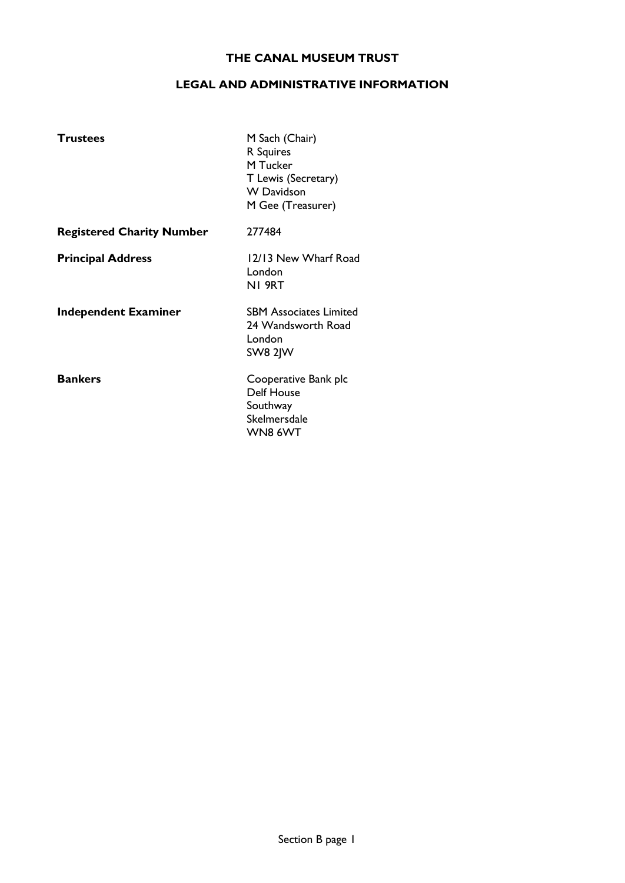# THE CANAL MUSEUM TRUST

## LEGAL AND ADMINISTRATIVE INFORMATION

| | |
|---|---|
| **Trustees** | M Sach (Chair)<br>R Squires<br>M Tucker<br>T Lewis (Secretary)<br>W Davidson<br>M Gee (Treasurer) |
| **Registered Charity Number** | 277484 |
| **Principal Address** | 12/13 New Wharf Road<br>London<br>N1 9RT |
| **Independent Examiner** | SBM Associates Limited<br>24 Wandsworth Road<br>London<br>SW8 2JW |
| **Bankers** | Cooperative Bank plc<br>Delf House<br>Southway<br>Skelmersdale<br>WN8 6WT |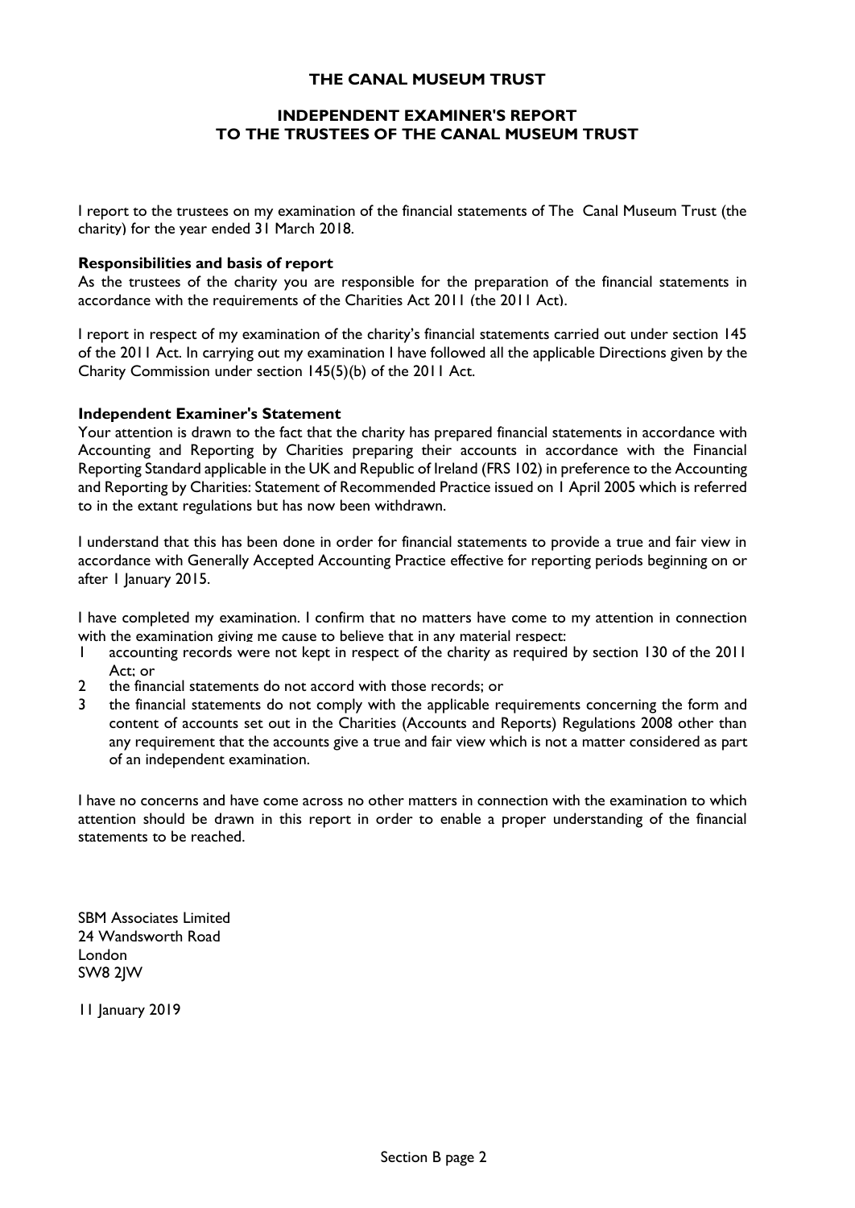# THE CANAL MUSEUM TRUST

## INDEPENDENT EXAMINER'S REPORT TO THE TRUSTEES OF THE CANAL MUSEUM TRUST

I report to the trustees on my examination of the financial statements of The Canal Museum Trust (the charity) for the year ended 31 March 2018.

**Responsibilities and basis of report**

As the trustees of the charity you are responsible for the preparation of the financial statements in accordance with the requirements of the Charities Act 2011 (the 2011 Act).

I report in respect of my examination of the charity's financial statements carried out under section 145 of the 2011 Act. In carrying out my examination I have followed all the applicable Directions given by the Charity Commission under section 145(5)(b) of the 2011 Act.

**Independent Examiner's Statement**

Your attention is drawn to the fact that the charity has prepared financial statements in accordance with Accounting and Reporting by Charities preparing their accounts in accordance with the Financial Reporting Standard applicable in the UK and Republic of Ireland (FRS 102) in preference to the Accounting and Reporting by Charities: Statement of Recommended Practice issued on 1 April 2005 which is referred to in the extant regulations but has now been withdrawn.

I understand that this has been done in order for financial statements to provide a true and fair view in accordance with Generally Accepted Accounting Practice effective for reporting periods beginning on or after 1 January 2015.

I have completed my examination. I confirm that no matters have come to my attention in connection with the examination giving me cause to believe that in any material respect:

1. accounting records were not kept in respect of the charity as required by section 130 of the 2011 Act; or
2. the financial statements do not accord with those records; or
3. the financial statements do not comply with the applicable requirements concerning the form and content of accounts set out in the Charities (Accounts and Reports) Regulations 2008 other than any requirement that the accounts give a true and fair view which is not a matter considered as part of an independent examination.

I have no concerns and have come across no other matters in connection with the examination to which attention should be drawn in this report in order to enable a proper understanding of the financial statements to be reached.

SBM Associates Limited
24 Wandsworth Road
London
SW8 2JW

11 January 2019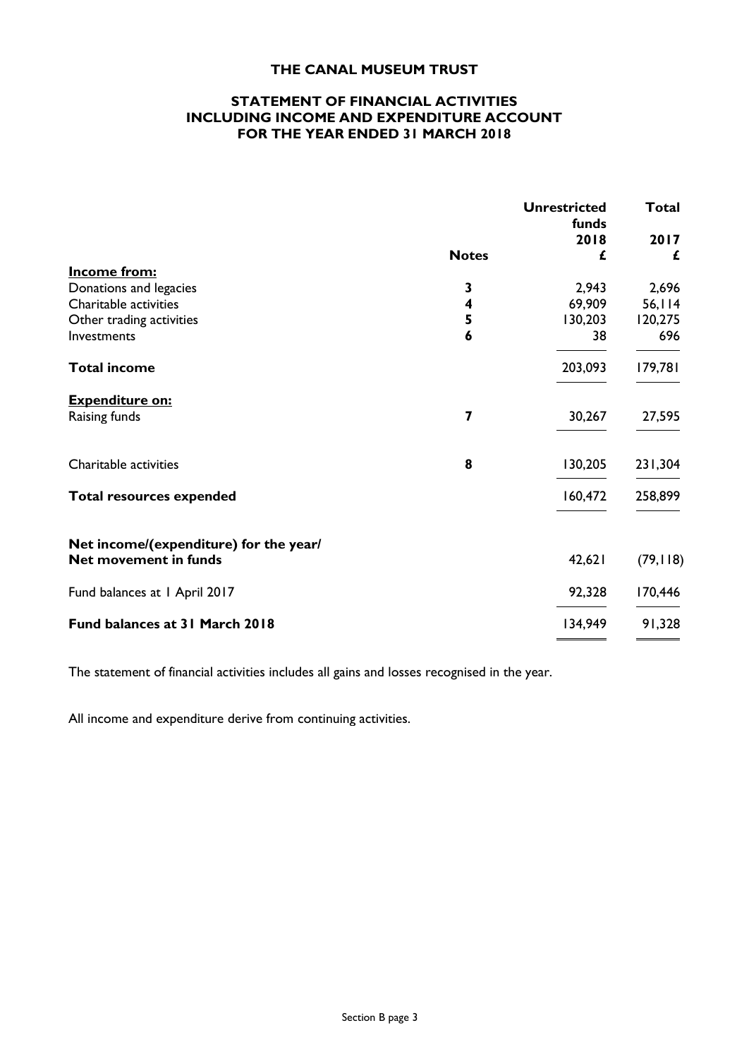# THE CANAL MUSEUM TRUST

## STATEMENT OF FINANCIAL ACTIVITIES INCLUDING INCOME AND EXPENDITURE ACCOUNT FOR THE YEAR ENDED 31 MARCH 2018

| | Notes | Unrestricted funds 2018 £ | Total 2017 £ |
|---|---|---|---|
| **Income from:** | | | |
| Donations and legacies | 3 | 2,943 | 2,696 |
| Charitable activities | 4 | 69,909 | 56,114 |
| Other trading activities | 5 | 130,203 | 120,275 |
| Investments | 6 | 38 | 696 |
| **Total income** | | 203,093 | 179,781 |
| **Expenditure on:** | | | |
| Raising funds | 7 | 30,267 | 27,595 |
| Charitable activities | 8 | 130,205 | 231,304 |
| **Total resources expended** | | 160,472 | 258,899 |
| **Net income/(expenditure) for the year/ Net movement in funds** | | 42,621 | (79,118) |
| Fund balances at 1 April 2017 | | 92,328 | 170,446 |
| **Fund balances at 31 March 2018** | | 134,949 | 91,328 |

The statement of financial activities includes all gains and losses recognised in the year.

All income and expenditure derive from continuing activities.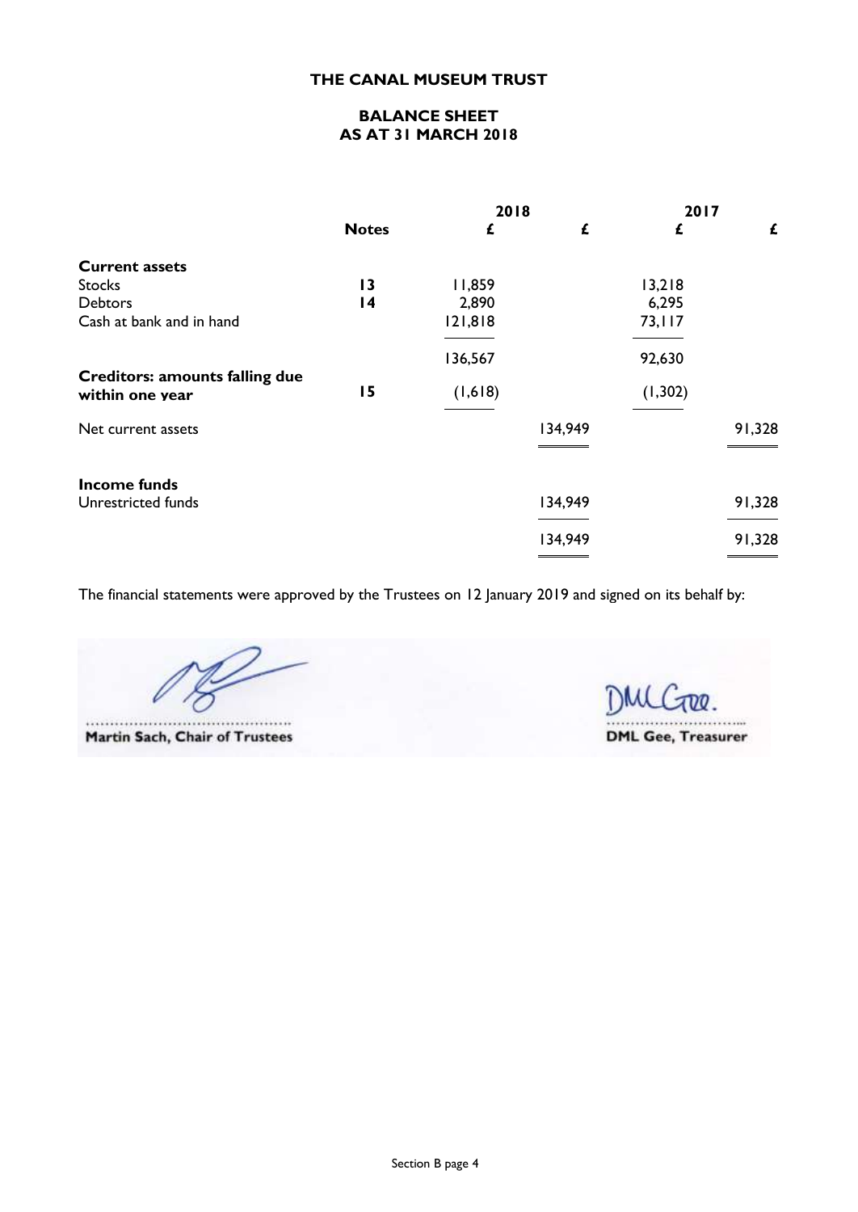# THE CANAL MUSEUM TRUST

## BALANCE SHEET
## AS AT 31 MARCH 2018

| | Notes | 2018 £ | 2018 £ | 2017 £ | 2017 £ |
|---|---|---|---|---|---|
| **Current assets** | | | | | |
| Stocks | 13 | 11,859 | | 13,218 | |
| Debtors | 14 | 2,890 | | 6,295 | |
| Cash at bank and in hand | | 121,818 | | 73,117 | |
| | | 136,567 | | 92,630 | |
| **Creditors: amounts falling due within one year** | 15 | (1,618) | | (1,302) | |
| Net current assets | | | 134,949 | | 91,328 |
| **Income funds** | | | | | |
| Unrestricted funds | | | 134,949 | | 91,328 |
| | | | 134,949 | | 91,328 |

The financial statements were approved by the Trustees on 12 January 2019 and signed on its behalf by:

Martin Sach, Chair of Trustees

DML Gee, Treasurer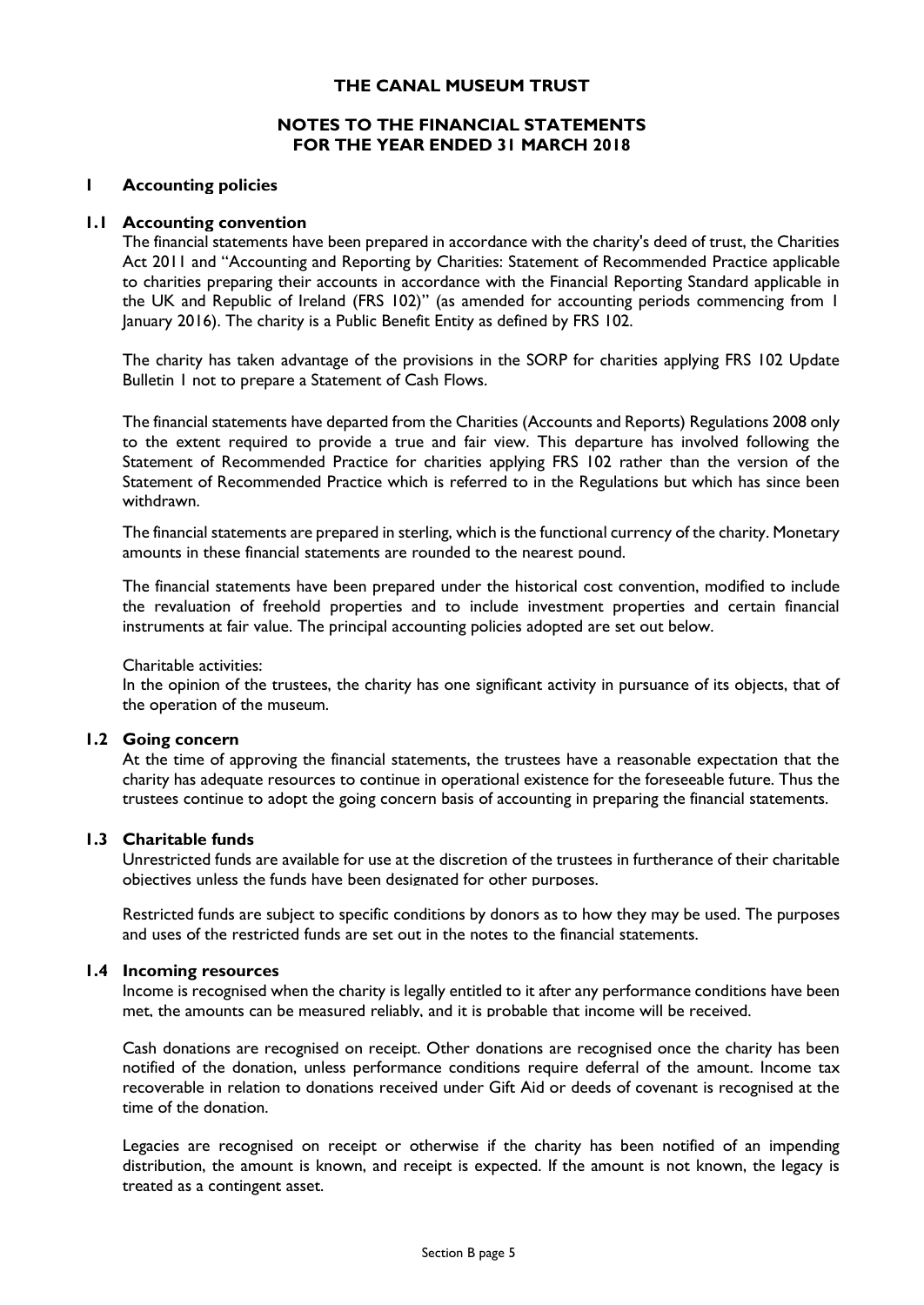# THE CANAL MUSEUM TRUST

## NOTES TO THE FINANCIAL STATEMENTS
## FOR THE YEAR ENDED 31 MARCH 2018

### 1 Accounting policies

#### 1.1 Accounting convention

The financial statements have been prepared in accordance with the charity's deed of trust, the Charities Act 2011 and "Accounting and Reporting by Charities: Statement of Recommended Practice applicable to charities preparing their accounts in accordance with the Financial Reporting Standard applicable in the UK and Republic of Ireland (FRS 102)" (as amended for accounting periods commencing from 1 January 2016). The charity is a Public Benefit Entity as defined by FRS 102.

The charity has taken advantage of the provisions in the SORP for charities applying FRS 102 Update Bulletin 1 not to prepare a Statement of Cash Flows.

The financial statements have departed from the Charities (Accounts and Reports) Regulations 2008 only to the extent required to provide a true and fair view. This departure has involved following the Statement of Recommended Practice for charities applying FRS 102 rather than the version of the Statement of Recommended Practice which is referred to in the Regulations but which has since been withdrawn.

The financial statements are prepared in sterling, which is the functional currency of the charity. Monetary amounts in these financial statements are rounded to the nearest pound.

The financial statements have been prepared under the historical cost convention, modified to include the revaluation of freehold properties and to include investment properties and certain financial instruments at fair value. The principal accounting policies adopted are set out below.

Charitable activities:
In the opinion of the trustees, the charity has one significant activity in pursuance of its objects, that of the operation of the museum.

#### 1.2 Going concern

At the time of approving the financial statements, the trustees have a reasonable expectation that the charity has adequate resources to continue in operational existence for the foreseeable future. Thus the trustees continue to adopt the going concern basis of accounting in preparing the financial statements.

#### 1.3 Charitable funds

Unrestricted funds are available for use at the discretion of the trustees in furtherance of their charitable objectives unless the funds have been designated for other purposes.

Restricted funds are subject to specific conditions by donors as to how they may be used. The purposes and uses of the restricted funds are set out in the notes to the financial statements.

#### 1.4 Incoming resources

Income is recognised when the charity is legally entitled to it after any performance conditions have been met, the amounts can be measured reliably, and it is probable that income will be received.

Cash donations are recognised on receipt. Other donations are recognised once the charity has been notified of the donation, unless performance conditions require deferral of the amount. Income tax recoverable in relation to donations received under Gift Aid or deeds of covenant is recognised at the time of the donation.

Legacies are recognised on receipt or otherwise if the charity has been notified of an impending distribution, the amount is known, and receipt is expected. If the amount is not known, the legacy is treated as a contingent asset.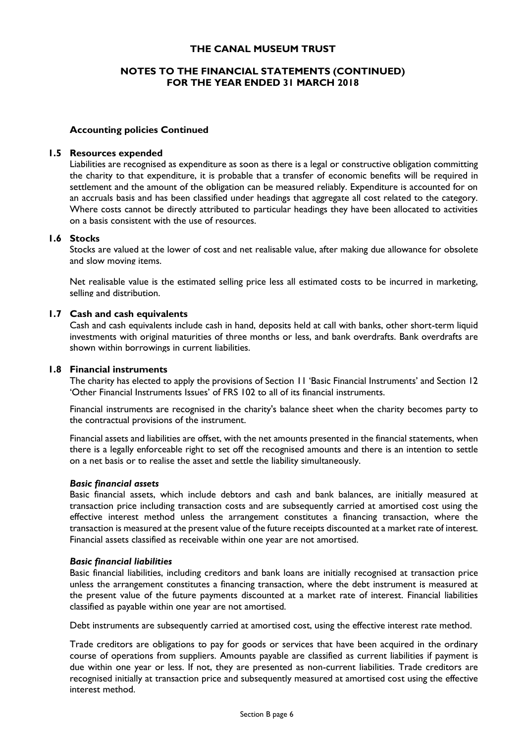# THE CANAL MUSEUM TRUST

## NOTES TO THE FINANCIAL STATEMENTS (CONTINUED)
## FOR THE YEAR ENDED 31 MARCH 2018

### Accounting policies Continued

#### 1.5 Resources expended

Liabilities are recognised as expenditure as soon as there is a legal or constructive obligation committing the charity to that expenditure, it is probable that a transfer of economic benefits will be required in settlement and the amount of the obligation can be measured reliably. Expenditure is accounted for on an accruals basis and has been classified under headings that aggregate all cost related to the category. Where costs cannot be directly attributed to particular headings they have been allocated to activities on a basis consistent with the use of resources.

#### 1.6 Stocks

Stocks are valued at the lower of cost and net realisable value, after making due allowance for obsolete and slow moving items.

Net realisable value is the estimated selling price less all estimated costs to be incurred in marketing, selling and distribution.

#### 1.7 Cash and cash equivalents

Cash and cash equivalents include cash in hand, deposits held at call with banks, other short-term liquid investments with original maturities of three months or less, and bank overdrafts. Bank overdrafts are shown within borrowings in current liabilities.

#### 1.8 Financial instruments

The charity has elected to apply the provisions of Section 11 'Basic Financial Instruments' and Section 12 'Other Financial Instruments Issues' of FRS 102 to all of its financial instruments.

Financial instruments are recognised in the charity's balance sheet when the charity becomes party to the contractual provisions of the instrument.

Financial assets and liabilities are offset, with the net amounts presented in the financial statements, when there is a legally enforceable right to set off the recognised amounts and there is an intention to settle on a net basis or to realise the asset and settle the liability simultaneously.

***Basic financial assets***

Basic financial assets, which include debtors and cash and bank balances, are initially measured at transaction price including transaction costs and are subsequently carried at amortised cost using the effective interest method unless the arrangement constitutes a financing transaction, where the transaction is measured at the present value of the future receipts discounted at a market rate of interest. Financial assets classified as receivable within one year are not amortised.

***Basic financial liabilities***

Basic financial liabilities, including creditors and bank loans are initially recognised at transaction price unless the arrangement constitutes a financing transaction, where the debt instrument is measured at the present value of the future payments discounted at a market rate of interest. Financial liabilities classified as payable within one year are not amortised.

Debt instruments are subsequently carried at amortised cost, using the effective interest rate method.

Trade creditors are obligations to pay for goods or services that have been acquired in the ordinary course of operations from suppliers. Amounts payable are classified as current liabilities if payment is due within one year or less. If not, they are presented as non-current liabilities. Trade creditors are recognised initially at transaction price and subsequently measured at amortised cost using the effective interest method.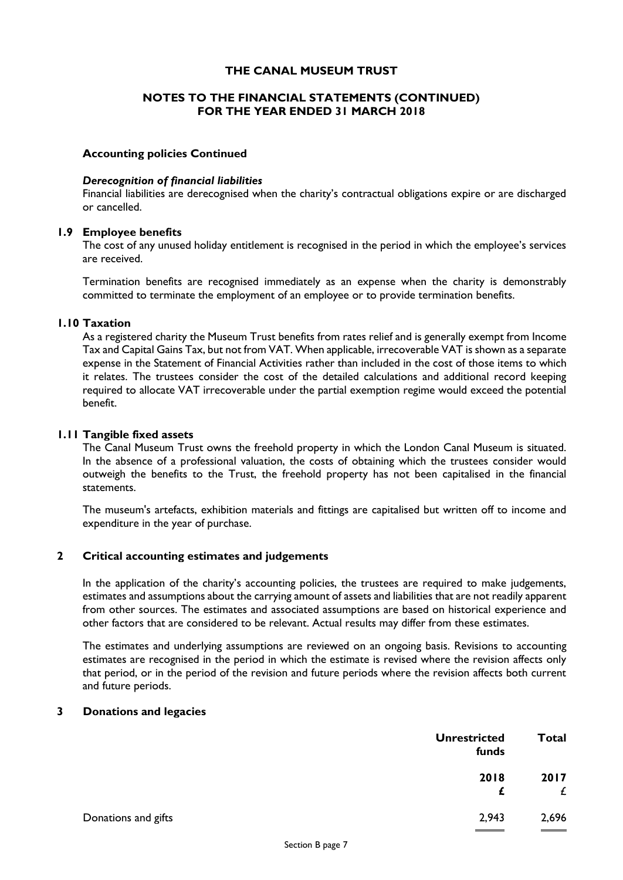# THE CANAL MUSEUM TRUST

## NOTES TO THE FINANCIAL STATEMENTS (CONTINUED)
## FOR THE YEAR ENDED 31 MARCH 2018

### Accounting policies Continued

***Derecognition of financial liabilities***

Financial liabilities are derecognised when the charity's contractual obligations expire or are discharged or cancelled.

### 1.9 Employee benefits

The cost of any unused holiday entitlement is recognised in the period in which the employee's services are received.

Termination benefits are recognised immediately as an expense when the charity is demonstrably committed to terminate the employment of an employee or to provide termination benefits.

### 1.10 Taxation

As a registered charity the Museum Trust benefits from rates relief and is generally exempt from Income Tax and Capital Gains Tax, but not from VAT. When applicable, irrecoverable VAT is shown as a separate expense in the Statement of Financial Activities rather than included in the cost of those items to which it relates. The trustees consider the cost of the detailed calculations and additional record keeping required to allocate VAT irrecoverable under the partial exemption regime would exceed the potential benefit.

### 1.11 Tangible fixed assets

The Canal Museum Trust owns the freehold property in which the London Canal Museum is situated. In the absence of a professional valuation, the costs of obtaining which the trustees consider would outweigh the benefits to the Trust, the freehold property has not been capitalised in the financial statements.

The museum's artefacts, exhibition materials and fittings are capitalised but written off to income and expenditure in the year of purchase.

### 2 Critical accounting estimates and judgements

In the application of the charity's accounting policies, the trustees are required to make judgements, estimates and assumptions about the carrying amount of assets and liabilities that are not readily apparent from other sources. The estimates and associated assumptions are based on historical experience and other factors that are considered to be relevant. Actual results may differ from these estimates.

The estimates and underlying assumptions are reviewed on an ongoing basis. Revisions to accounting estimates are recognised in the period in which the estimate is revised where the revision affects only that period, or in the period of the revision and future periods where the revision affects both current and future periods.

### 3 Donations and legacies

| | **Unrestricted funds** | **Total** |
|---|---|---|
| | **2018** | **2017** |
| | **£** | £ |
| Donations and gifts | 2,943 | 2,696 |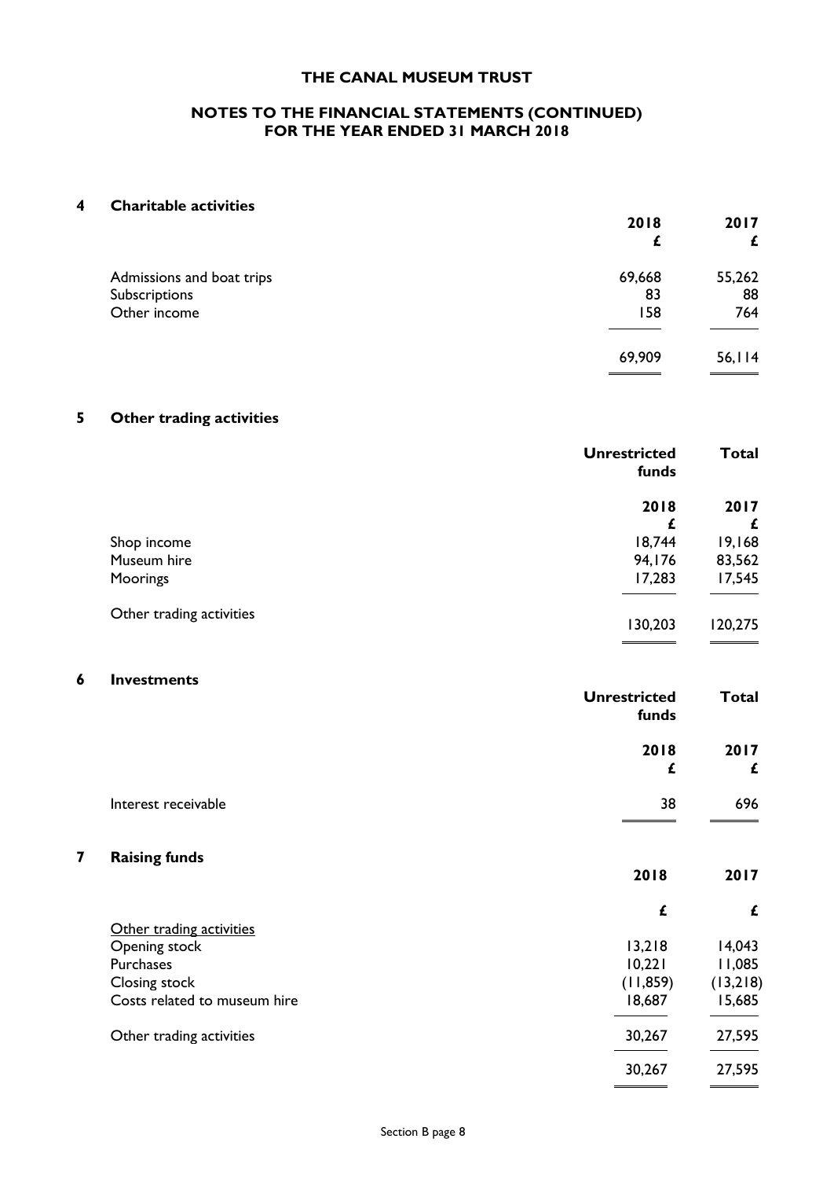# THE CANAL MUSEUM TRUST

## NOTES TO THE FINANCIAL STATEMENTS (CONTINUED)
## FOR THE YEAR ENDED 31 MARCH 2018

### 4 Charitable activities

| | 2018 | 2017 |
|---|---|---|
| | £ | £ |
| Admissions and boat trips | 69,668 | 55,262 |
| Subscriptions | 83 | 88 |
| Other income | 158 | 764 |
| | 69,909 | 56,114 |

### 5 Other trading activities

| | Unrestricted funds | Total |
|---|---|---|
| | 2018 | 2017 |
| | £ | £ |
| Shop income | 18,744 | 19,168 |
| Museum hire | 94,176 | 83,562 |
| Moorings | 17,283 | 17,545 |
| Other trading activities | 130,203 | 120,275 |

### 6 Investments

| | Unrestricted funds | Total |
|---|---|---|
| | 2018 | 2017 |
| | £ | £ |
| Interest receivable | 38 | 696 |

### 7 Raising funds

| | 2018 | 2017 |
|---|---|---|
| | £ | £ |
| Other trading activities | | |
| Opening stock | 13,218 | 14,043 |
| Purchases | 10,221 | 11,085 |
| Closing stock | (11,859) | (13,218) |
| Costs related to museum hire | 18,687 | 15,685 |
| Other trading activities | 30,267 | 27,595 |
| | 30,267 | 27,595 |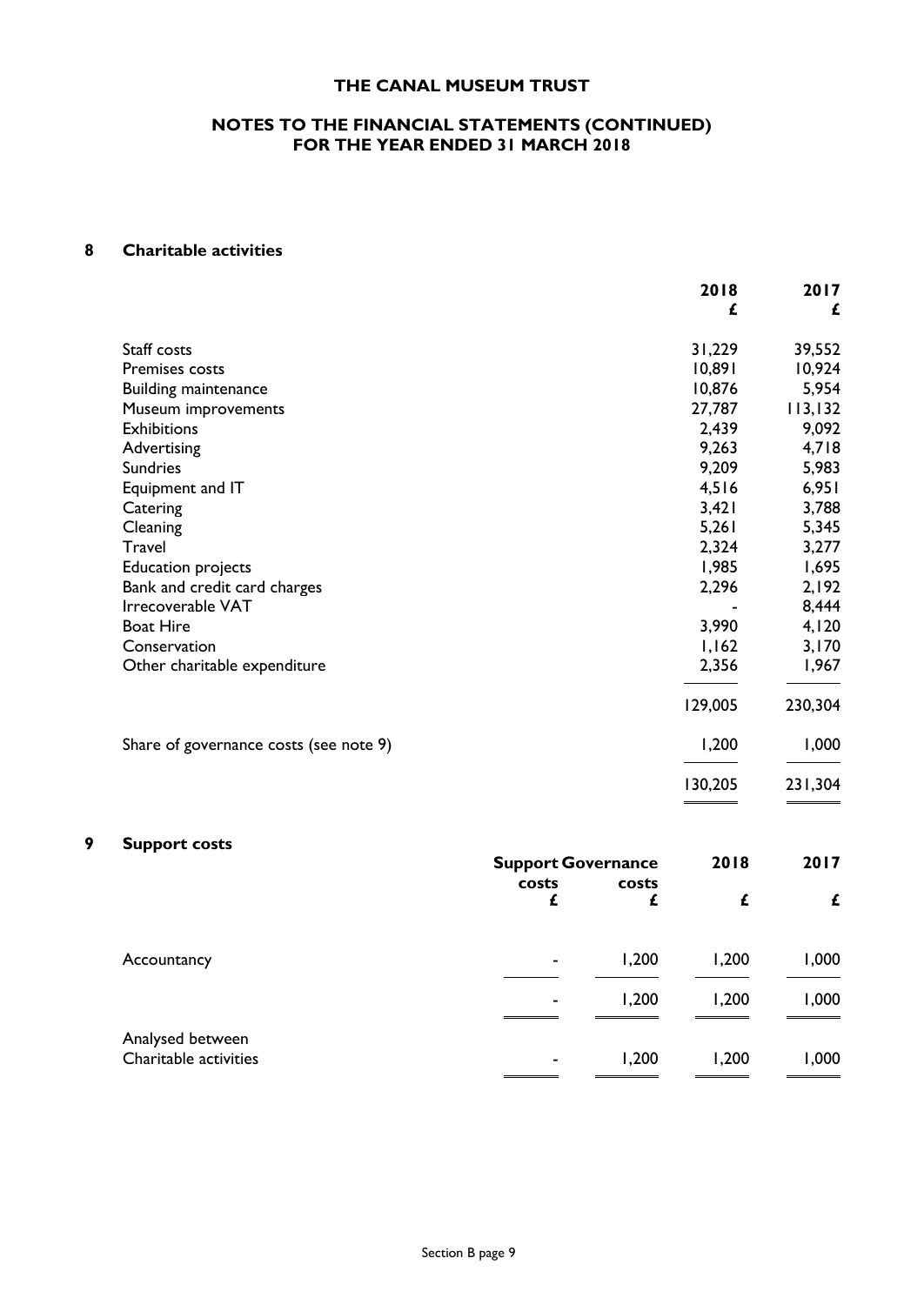# THE CANAL MUSEUM TRUST

## NOTES TO THE FINANCIAL STATEMENTS (CONTINUED)
## FOR THE YEAR ENDED 31 MARCH 2018

### 8 Charitable activities

| | 2018 £ | 2017 £ |
|---|---|---|
| Staff costs | 31,229 | 39,552 |
| Premises costs | 10,891 | 10,924 |
| Building maintenance | 10,876 | 5,954 |
| Museum improvements | 27,787 | 113,132 |
| Exhibitions | 2,439 | 9,092 |
| Advertising | 9,263 | 4,718 |
| Sundries | 9,209 | 5,983 |
| Equipment and IT | 4,516 | 6,951 |
| Catering | 3,421 | 3,788 |
| Cleaning | 5,261 | 5,345 |
| Travel | 2,324 | 3,277 |
| Education projects | 1,985 | 1,695 |
| Bank and credit card charges | 2,296 | 2,192 |
| Irrecoverable VAT | - | 8,444 |
| Boat Hire | 3,990 | 4,120 |
| Conservation | 1,162 | 3,170 |
| Other charitable expenditure | 2,356 | 1,967 |
| | 129,005 | 230,304 |
| Share of governance costs (see note 9) | 1,200 | 1,000 |
| | 130,205 | 231,304 |

### 9 Support costs

| | Support costs £ | Governance costs £ | 2018 £ | 2017 £ |
|---|---|---|---|---|
| Accountancy | - | 1,200 | 1,200 | 1,000 |
| | - | 1,200 | 1,200 | 1,000 |
| Analysed between | | | | |
| Charitable activities | - | 1,200 | 1,200 | 1,000 |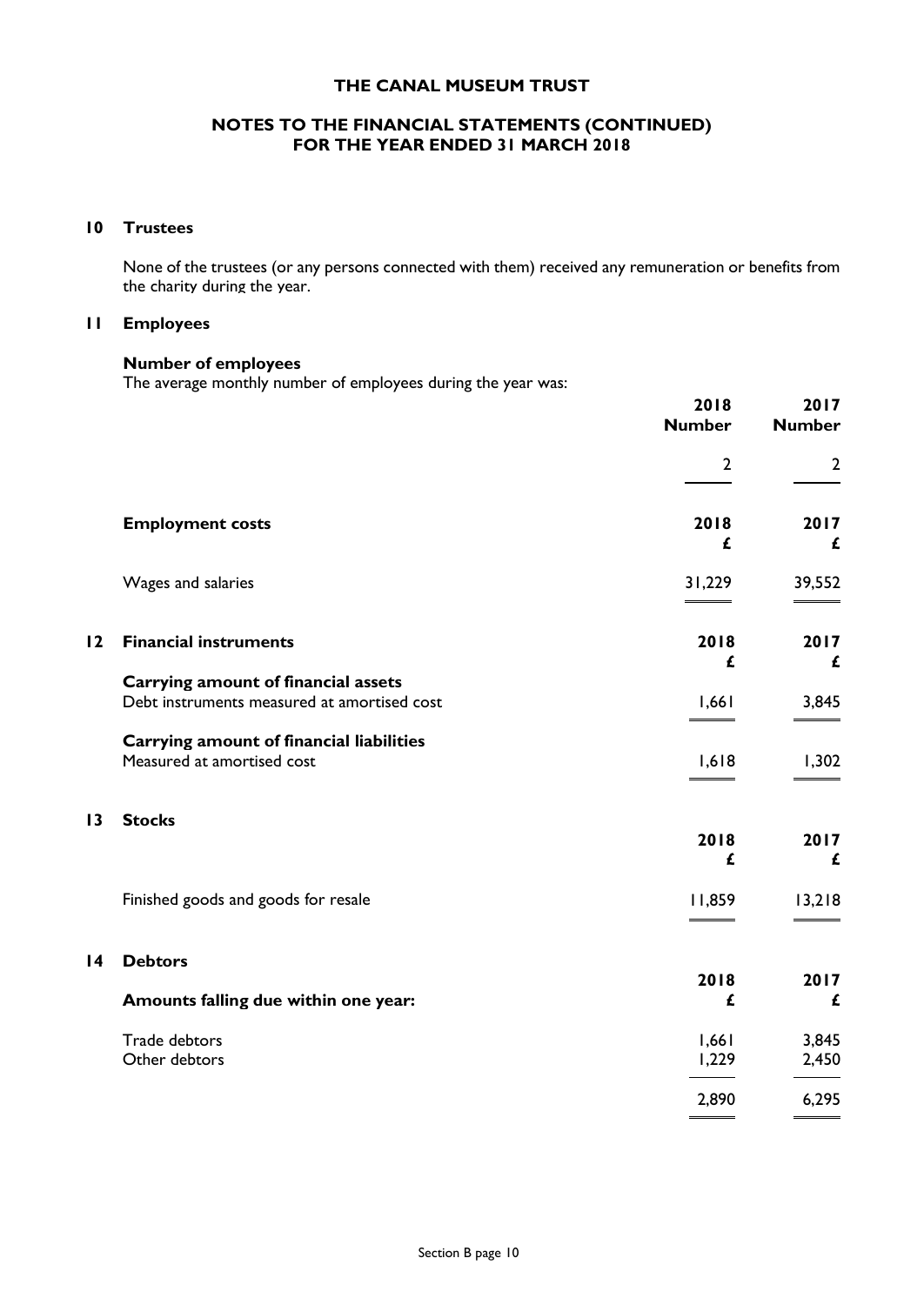# THE CANAL MUSEUM TRUST

## NOTES TO THE FINANCIAL STATEMENTS (CONTINUED)
## FOR THE YEAR ENDED 31 MARCH 2018

### 10 Trustees

None of the trustees (or any persons connected with them) received any remuneration or benefits from the charity during the year.

### 11 Employees

**Number of employees**

The average monthly number of employees during the year was:

| | 2018 Number | 2017 Number |
|---|---|---|
| | 2 | 2 |

| **Employment costs** | 2018 £ | 2017 £ |
|---|---|---|
| Wages and salaries | 31,229 | 39,552 |

### 12 Financial instruments

| | 2018 £ | 2017 £ |
|---|---|---|
| **Carrying amount of financial assets** | | |
| Debt instruments measured at amortised cost | 1,661 | 3,845 |
| **Carrying amount of financial liabilities** | | |
| Measured at amortised cost | 1,618 | 1,302 |

### 13 Stocks

| | 2018 £ | 2017 £ |
|---|---|---|
| Finished goods and goods for resale | 11,859 | 13,218 |

### 14 Debtors

| **Amounts falling due within one year:** | 2018 £ | 2017 £ |
|---|---|---|
| Trade debtors | 1,661 | 3,845 |
| Other debtors | 1,229 | 2,450 |
| | 2,890 | 6,295 |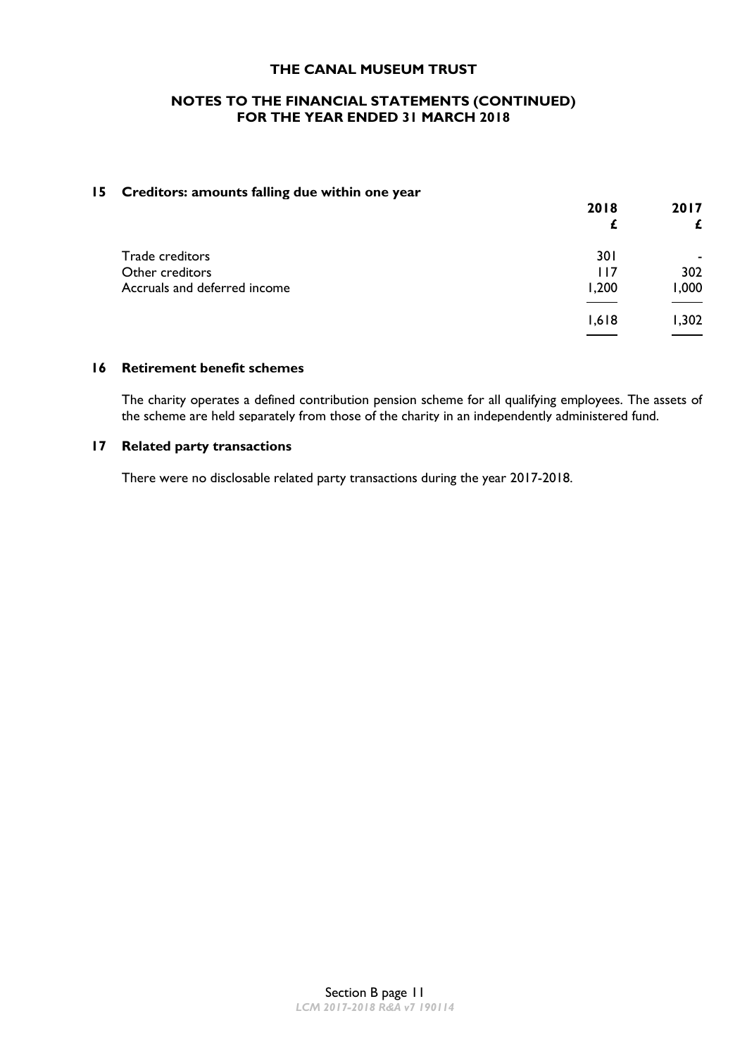## THE CANAL MUSEUM TRUST

### NOTES TO THE FINANCIAL STATEMENTS (CONTINUED)
### FOR THE YEAR ENDED 31 MARCH 2018

### 15 Creditors: amounts falling due within one year

| | 2018 | 2017 |
|---|---|---|
| | £ | £ |
| Trade creditors | 301 | - |
| Other creditors | 117 | 302 |
| Accruals and deferred income | 1,200 | 1,000 |
| | 1,618 | 1,302 |

### 16 Retirement benefit schemes

The charity operates a defined contribution pension scheme for all qualifying employees. The assets of the scheme are held separately from those of the charity in an independently administered fund.

### 17 Related party transactions

There were no disclosable related party transactions during the year 2017-2018.